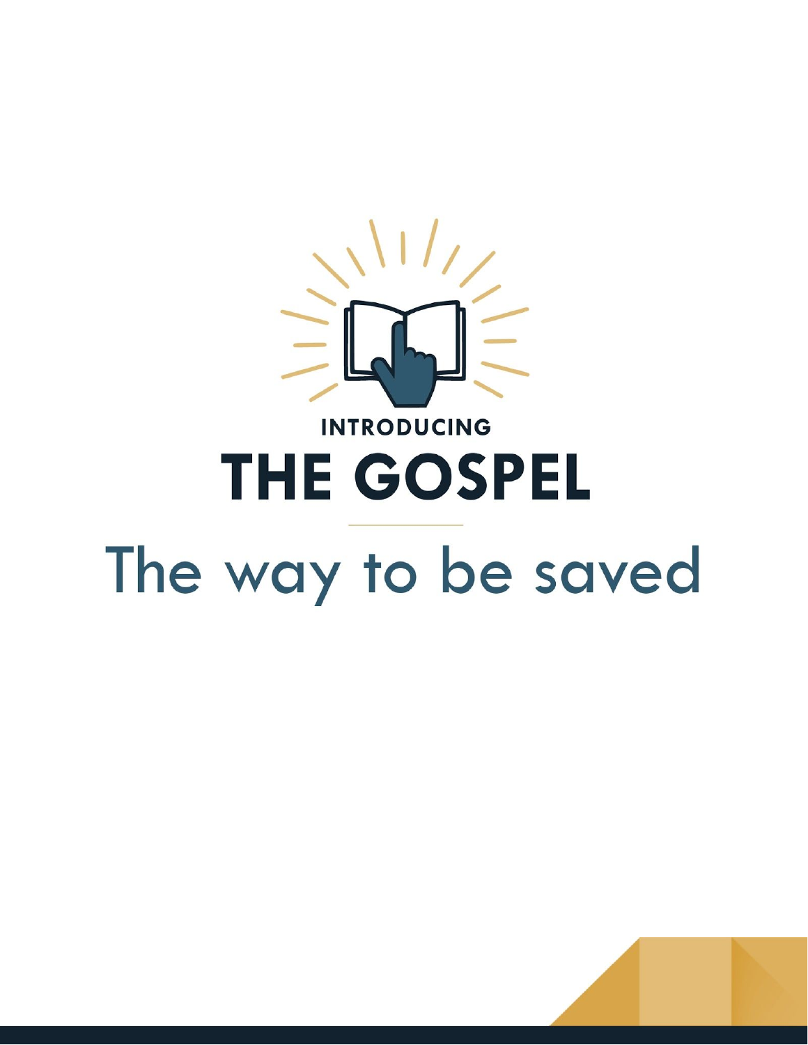INTRODUCING

# THE GOSPEL

## The way to be saved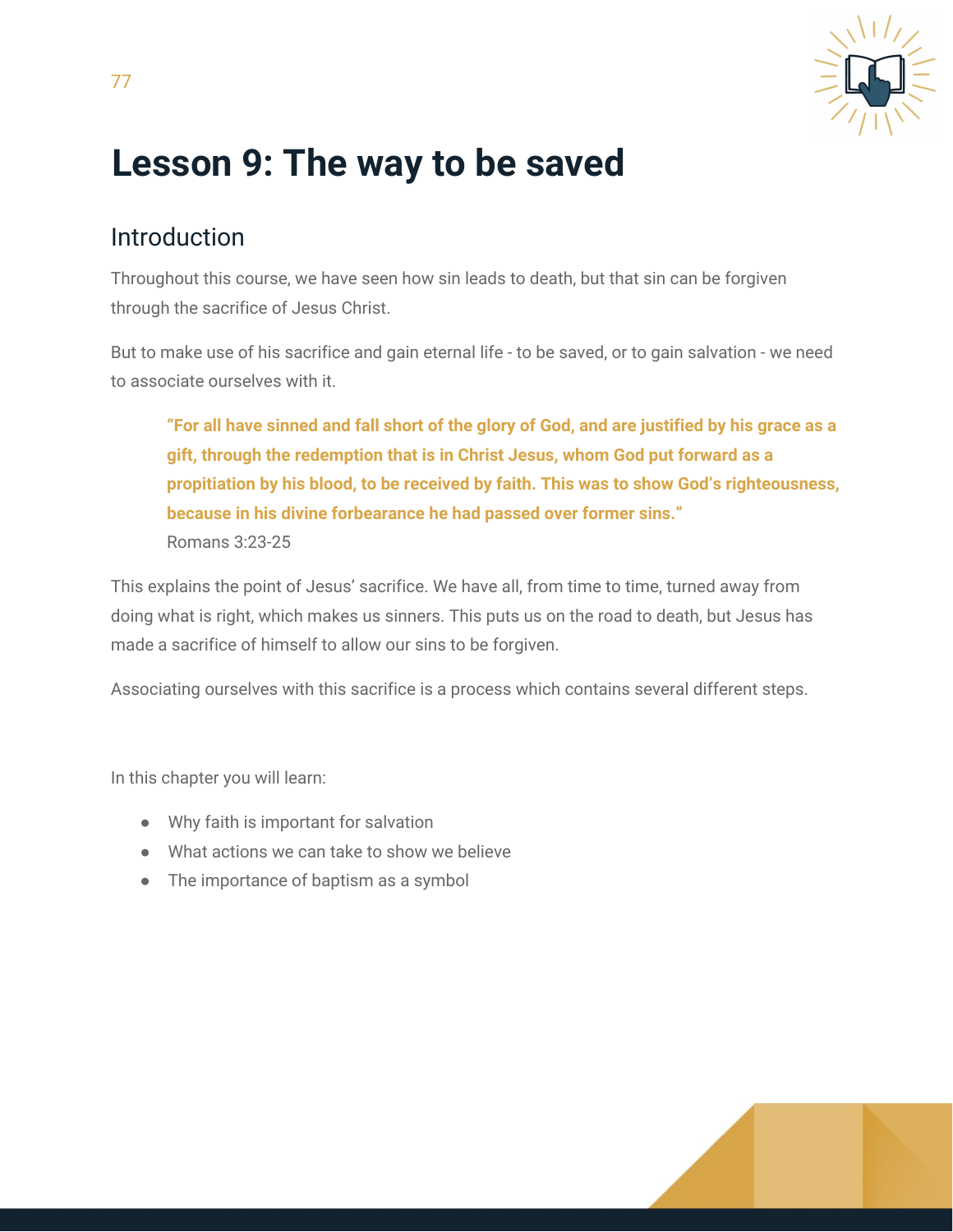# Lesson 9: The way to be saved

## Introduction

Throughout this course, we have seen how sin leads to death, but that sin can be forgiven through the sacrifice of Jesus Christ.

But to make use of his sacrifice and gain eternal life - to be saved, or to gain salvation - we need to associate ourselves with it.

> **"For all have sinned and fall short of the glory of God, and are justified by his grace as a gift, through the redemption that is in Christ Jesus, whom God put forward as a propitiation by his blood, to be received by faith. This was to show God's righteousness, because in his divine forbearance he had passed over former sins."**
> Romans 3:23-25

This explains the point of Jesus' sacrifice. We have all, from time to time, turned away from doing what is right, which makes us sinners. This puts us on the road to death, but Jesus has made a sacrifice of himself to allow our sins to be forgiven.

Associating ourselves with this sacrifice is a process which contains several different steps.

In this chapter you will learn:

- Why faith is important for salvation
- What actions we can take to show we believe
- The importance of baptism as a symbol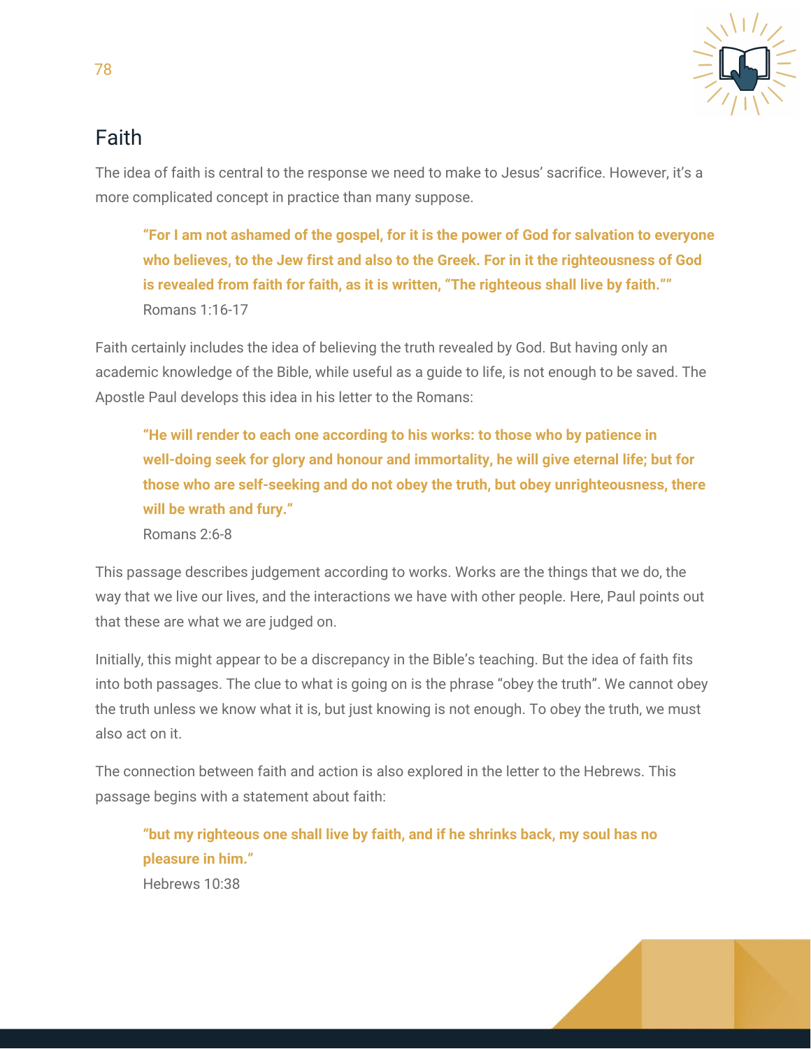## Faith

The idea of faith is central to the response we need to make to Jesus' sacrifice. However, it's a more complicated concept in practice than many suppose.

> **"For I am not ashamed of the gospel, for it is the power of God for salvation to everyone who believes, to the Jew first and also to the Greek. For in it the righteousness of God is revealed from faith for faith, as it is written, "The righteous shall live by faith.""**
> Romans 1:16-17

Faith certainly includes the idea of believing the truth revealed by God. But having only an academic knowledge of the Bible, while useful as a guide to life, is not enough to be saved. The Apostle Paul develops this idea in his letter to the Romans:

> **"He will render to each one according to his works: to those who by patience in well-doing seek for glory and honour and immortality, he will give eternal life; but for those who are self-seeking and do not obey the truth, but obey unrighteousness, there will be wrath and fury."**
> Romans 2:6-8

This passage describes judgement according to works. Works are the things that we do, the way that we live our lives, and the interactions we have with other people. Here, Paul points out that these are what we are judged on.

Initially, this might appear to be a discrepancy in the Bible's teaching. But the idea of faith fits into both passages. The clue to what is going on is the phrase "obey the truth". We cannot obey the truth unless we know what it is, but just knowing is not enough. To obey the truth, we must also act on it.

The connection between faith and action is also explored in the letter to the Hebrews. This passage begins with a statement about faith:

> **"but my righteous one shall live by faith, and if he shrinks back, my soul has no pleasure in him."**
> Hebrews 10:38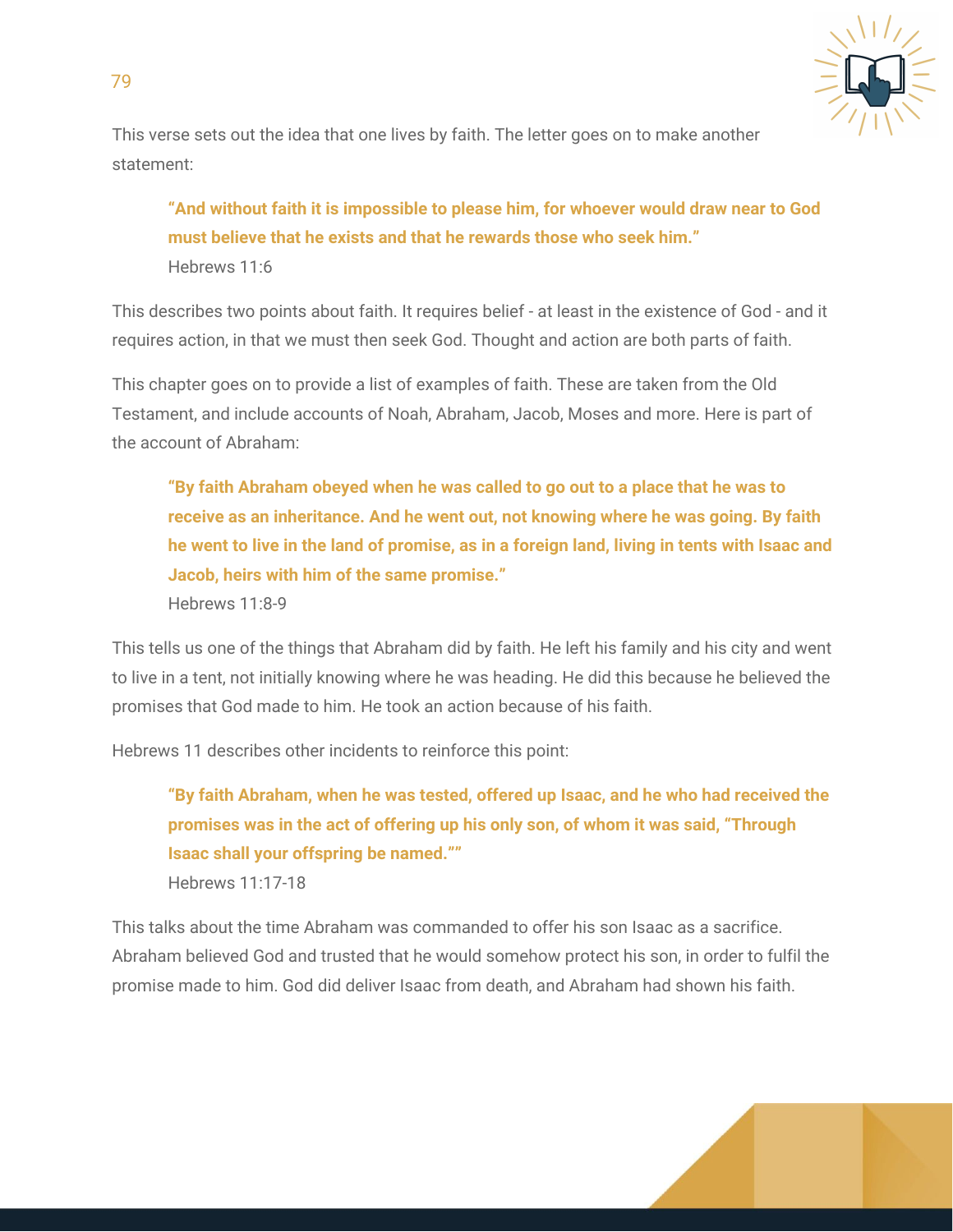This verse sets out the idea that one lives by faith. The letter goes on to make another statement:

> **"And without faith it is impossible to please him, for whoever would draw near to God must believe that he exists and that he rewards those who seek him."**
> Hebrews 11:6

This describes two points about faith. It requires belief - at least in the existence of God - and it requires action, in that we must then seek God. Thought and action are both parts of faith.

This chapter goes on to provide a list of examples of faith. These are taken from the Old Testament, and include accounts of Noah, Abraham, Jacob, Moses and more. Here is part of the account of Abraham:

> **"By faith Abraham obeyed when he was called to go out to a place that he was to receive as an inheritance. And he went out, not knowing where he was going. By faith he went to live in the land of promise, as in a foreign land, living in tents with Isaac and Jacob, heirs with him of the same promise."**
> Hebrews 11:8-9

This tells us one of the things that Abraham did by faith. He left his family and his city and went to live in a tent, not initially knowing where he was heading. He did this because he believed the promises that God made to him. He took an action because of his faith.

Hebrews 11 describes other incidents to reinforce this point:

> **"By faith Abraham, when he was tested, offered up Isaac, and he who had received the promises was in the act of offering up his only son, of whom it was said, "Through Isaac shall your offspring be named.""**
> Hebrews 11:17-18

This talks about the time Abraham was commanded to offer his son Isaac as a sacrifice. Abraham believed God and trusted that he would somehow protect his son, in order to fulfil the promise made to him. God did deliver Isaac from death, and Abraham had shown his faith.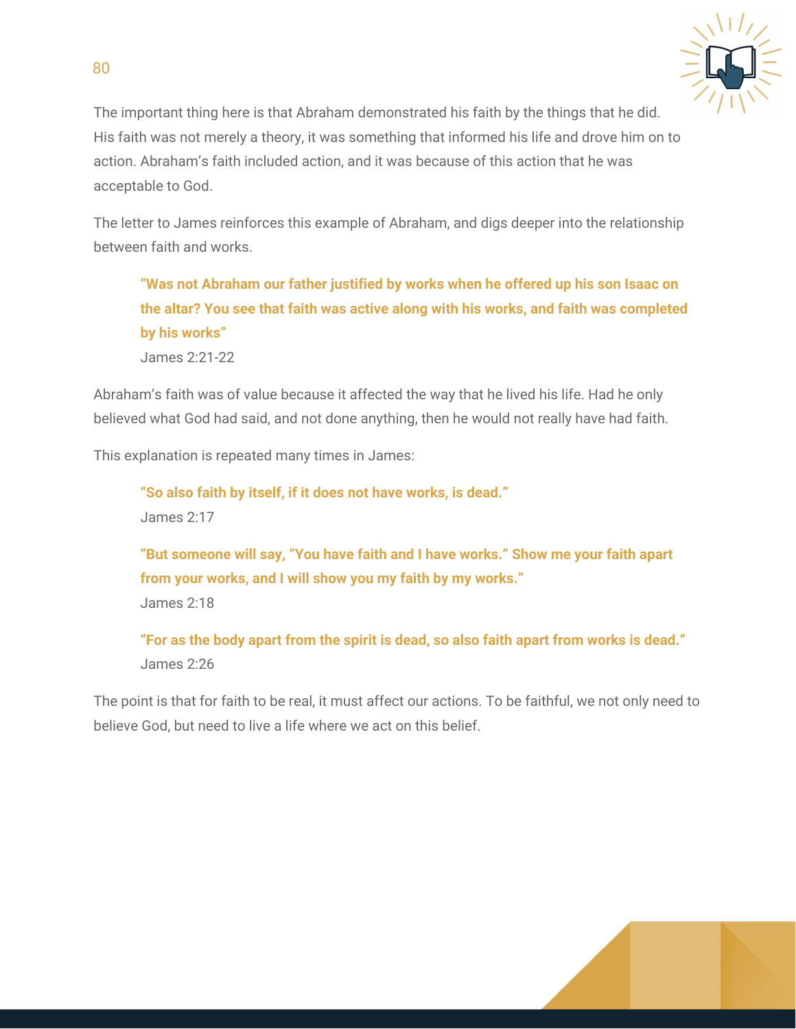The important thing here is that Abraham demonstrated his faith by the things that he did. His faith was not merely a theory, it was something that informed his life and drove him on to action. Abraham's faith included action, and it was because of this action that he was acceptable to God.

The letter to James reinforces this example of Abraham, and digs deeper into the relationship between faith and works.

> **"Was not Abraham our father justified by works when he offered up his son Isaac on the altar? You see that faith was active along with his works, and faith was completed by his works"**
> James 2:21-22

Abraham's faith was of value because it affected the way that he lived his life. Had he only believed what God had said, and not done anything, then he would not really have had faith.

This explanation is repeated many times in James:

> **"So also faith by itself, if it does not have works, is dead."**
> James 2:17

> **"But someone will say, "You have faith and I have works." Show me your faith apart from your works, and I will show you my faith by my works."**
> James 2:18

> **"For as the body apart from the spirit is dead, so also faith apart from works is dead."**
> James 2:26

The point is that for faith to be real, it must affect our actions. To be faithful, we not only need to believe God, but need to live a life where we act on this belief.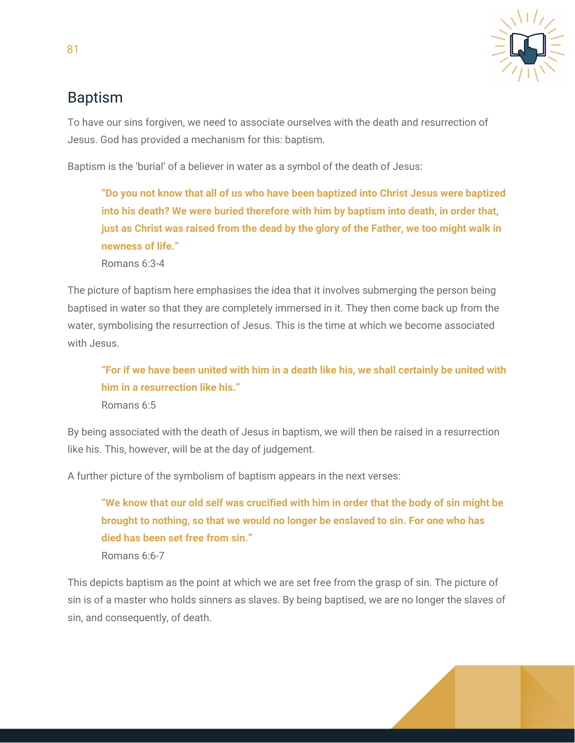## Baptism

To have our sins forgiven, we need to associate ourselves with the death and resurrection of Jesus. God has provided a mechanism for this: baptism.

Baptism is the 'burial' of a believer in water as a symbol of the death of Jesus:

> **"Do you not know that all of us who have been baptized into Christ Jesus were baptized into his death? We were buried therefore with him by baptism into death, in order that, just as Christ was raised from the dead by the glory of the Father, we too might walk in newness of life."**
> Romans 6:3-4

The picture of baptism here emphasises the idea that it involves submerging the person being baptised in water so that they are completely immersed in it. They then come back up from the water, symbolising the resurrection of Jesus. This is the time at which we become associated with Jesus.

> **"For if we have been united with him in a death like his, we shall certainly be united with him in a resurrection like his."**
> Romans 6:5

By being associated with the death of Jesus in baptism, we will then be raised in a resurrection like his. This, however, will be at the day of judgement.

A further picture of the symbolism of baptism appears in the next verses:

> **"We know that our old self was crucified with him in order that the body of sin might be brought to nothing, so that we would no longer be enslaved to sin. For one who has died has been set free from sin."**
> Romans 6:6-7

This depicts baptism as the point at which we are set free from the grasp of sin. The picture of sin is of a master who holds sinners as slaves. By being baptised, we are no longer the slaves of sin, and consequently, of death.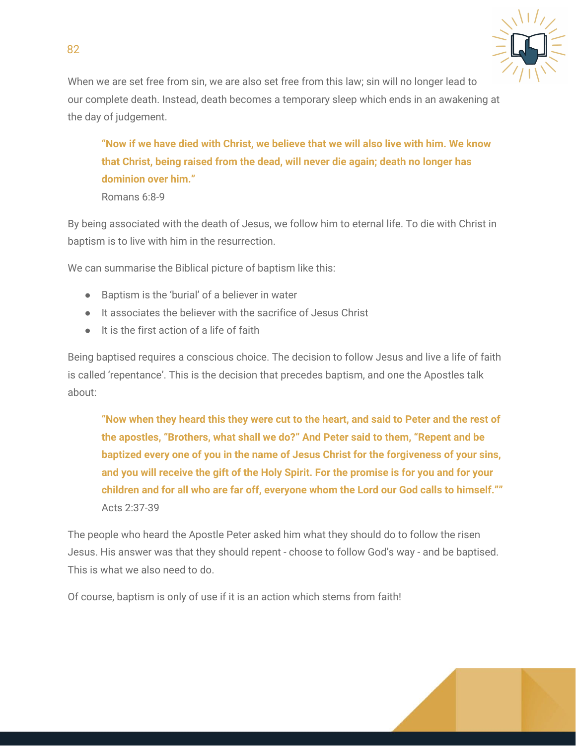When we are set free from sin, we are also set free from this law; sin will no longer lead to our complete death. Instead, death becomes a temporary sleep which ends in an awakening at the day of judgement.

> **"Now if we have died with Christ, we believe that we will also live with him. We know that Christ, being raised from the dead, will never die again; death no longer has dominion over him."**
> Romans 6:8-9

By being associated with the death of Jesus, we follow him to eternal life. To die with Christ in baptism is to live with him in the resurrection.

We can summarise the Biblical picture of baptism like this:

- Baptism is the 'burial' of a believer in water
- It associates the believer with the sacrifice of Jesus Christ
- It is the first action of a life of faith

Being baptised requires a conscious choice. The decision to follow Jesus and live a life of faith is called 'repentance'. This is the decision that precedes baptism, and one the Apostles talk about:

> **"Now when they heard this they were cut to the heart, and said to Peter and the rest of the apostles, "Brothers, what shall we do?" And Peter said to them, "Repent and be baptized every one of you in the name of Jesus Christ for the forgiveness of your sins, and you will receive the gift of the Holy Spirit. For the promise is for you and for your children and for all who are far off, everyone whom the Lord our God calls to himself.""**
> Acts 2:37-39

The people who heard the Apostle Peter asked him what they should do to follow the risen Jesus. His answer was that they should repent - choose to follow God's way - and be baptised. This is what we also need to do.

Of course, baptism is only of use if it is an action which stems from faith!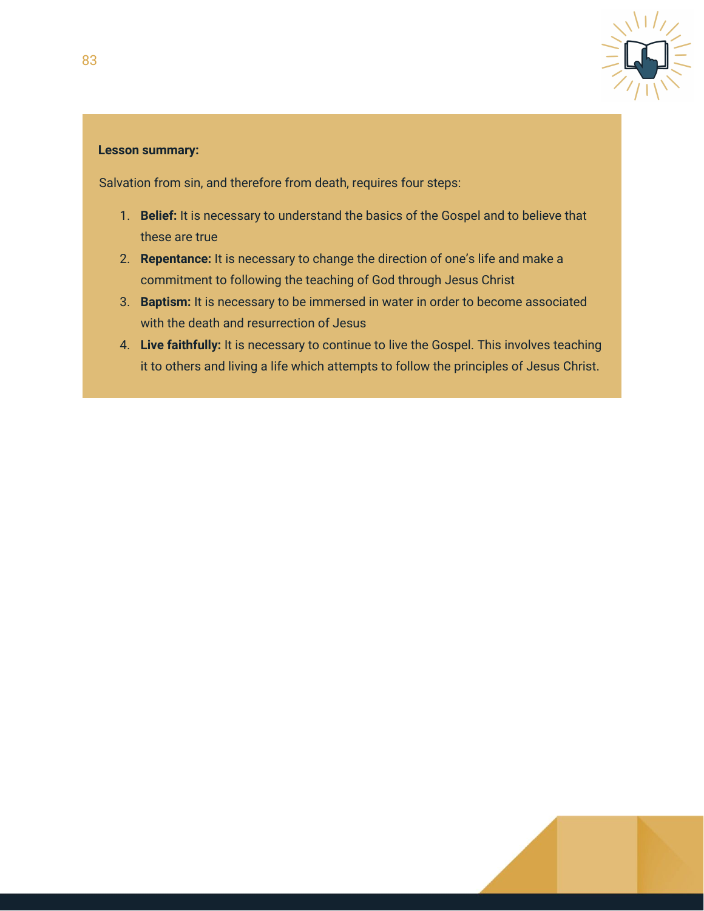**Lesson summary:**

Salvation from sin, and therefore from death, requires four steps:

1. **Belief:** It is necessary to understand the basics of the Gospel and to believe that these are true
2. **Repentance:** It is necessary to change the direction of one's life and make a commitment to following the teaching of God through Jesus Christ
3. **Baptism:** It is necessary to be immersed in water in order to become associated with the death and resurrection of Jesus
4. **Live faithfully:** It is necessary to continue to live the Gospel. This involves teaching it to others and living a life which attempts to follow the principles of Jesus Christ.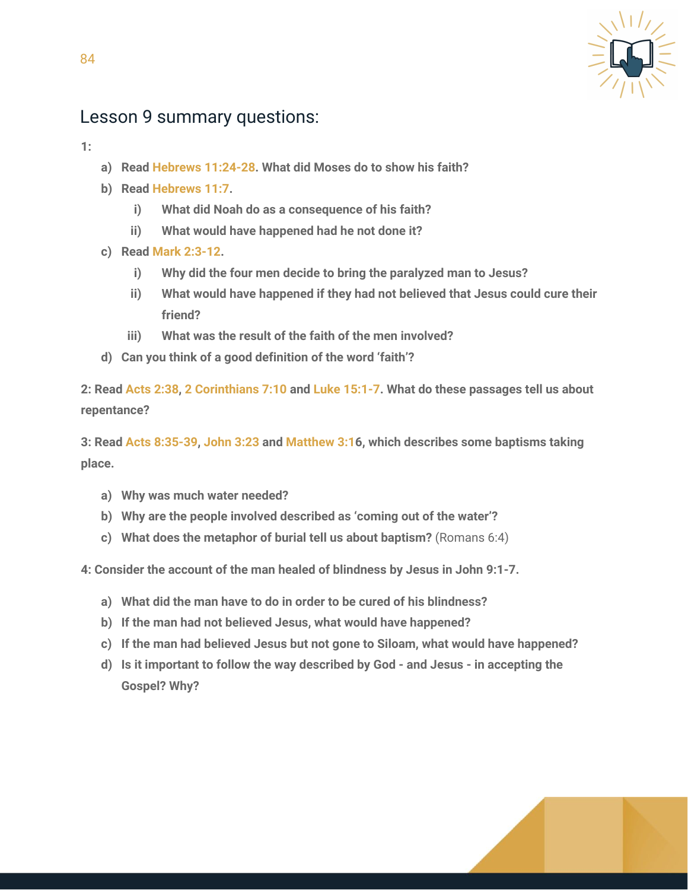## Lesson 9 summary questions:

**1:**

- **a) Read Hebrews 11:24-28. What did Moses do to show his faith?**
- **b) Read Hebrews 11:7.**
  - **i) What did Noah do as a consequence of his faith?**
  - **ii) What would have happened had he not done it?**
- **c) Read Mark 2:3-12.**
  - **i) Why did the four men decide to bring the paralyzed man to Jesus?**
  - **ii) What would have happened if they had not believed that Jesus could cure their friend?**
  - **iii) What was the result of the faith of the men involved?**
- **d) Can you think of a good definition of the word 'faith'?**

**2: Read Acts 2:38, 2 Corinthians 7:10 and Luke 15:1-7. What do these passages tell us about repentance?**

**3: Read Acts 8:35-39, John 3:23 and Matthew 3:16, which describes some baptisms taking place.**

- **a) Why was much water needed?**
- **b) Why are the people involved described as 'coming out of the water'?**
- **c) What does the metaphor of burial tell us about baptism?** (Romans 6:4)

**4: Consider the account of the man healed of blindness by Jesus in John 9:1-7.**

- **a) What did the man have to do in order to be cured of his blindness?**
- **b) If the man had not believed Jesus, what would have happened?**
- **c) If the man had believed Jesus but not gone to Siloam, what would have happened?**
- **d) Is it important to follow the way described by God - and Jesus - in accepting the Gospel? Why?**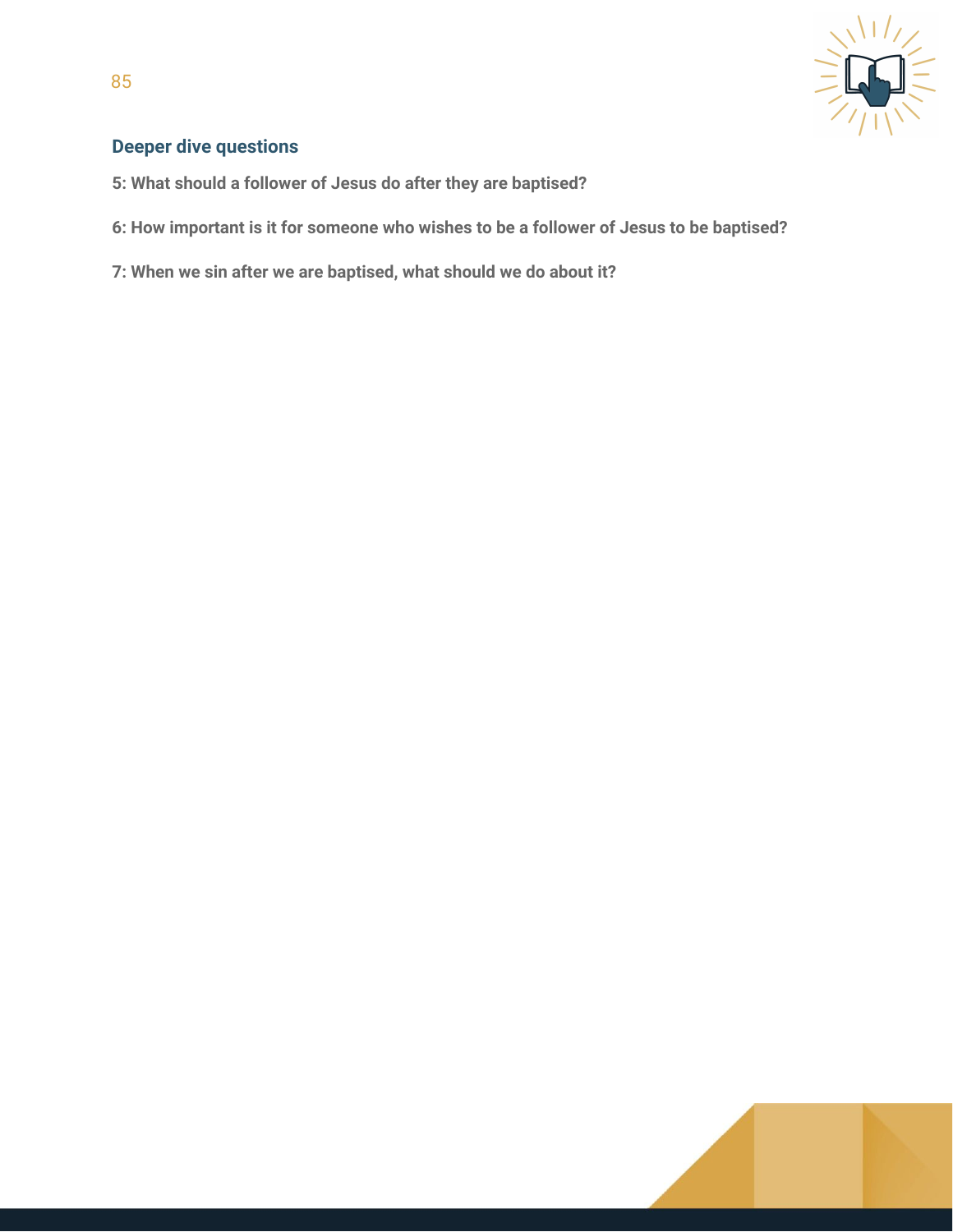### Deeper dive questions

**5: What should a follower of Jesus do after they are baptised?**

**6: How important is it for someone who wishes to be a follower of Jesus to be baptised?**

**7: When we sin after we are baptised, what should we do about it?**